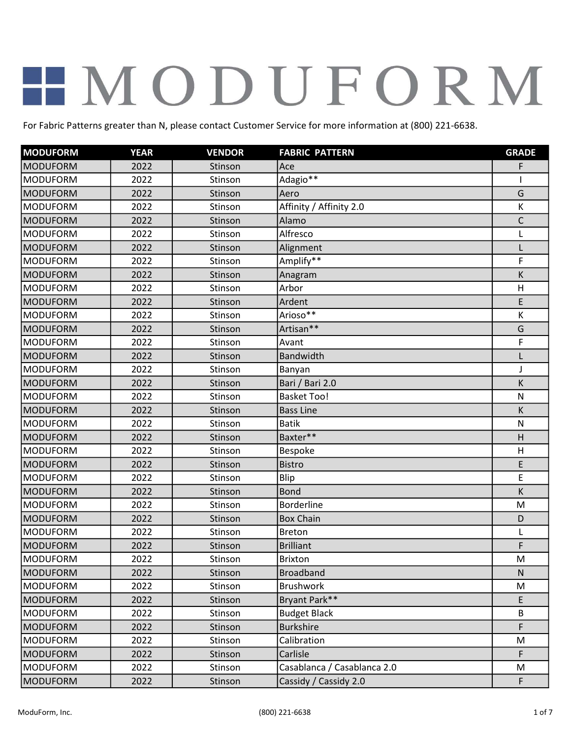# MODUFORM

For Fabric Patterns greater than N, please contact Customer Service for more information at (800) 221-6638.

| MODUFORM | YEAR | VENDOR | FABRIC PATTERN | GRADE |
|---|---|---|---|---|
| MODUFORM | 2022 | Stinson | Ace | F |
| MODUFORM | 2022 | Stinson | Adagio** | I |
| MODUFORM | 2022 | Stinson | Aero | G |
| MODUFORM | 2022 | Stinson | Affinity / Affinity 2.0 | K |
| MODUFORM | 2022 | Stinson | Alamo | C |
| MODUFORM | 2022 | Stinson | Alfresco | L |
| MODUFORM | 2022 | Stinson | Alignment | L |
| MODUFORM | 2022 | Stinson | Amplify** | F |
| MODUFORM | 2022 | Stinson | Anagram | K |
| MODUFORM | 2022 | Stinson | Arbor | H |
| MODUFORM | 2022 | Stinson | Ardent | E |
| MODUFORM | 2022 | Stinson | Arioso** | K |
| MODUFORM | 2022 | Stinson | Artisan** | G |
| MODUFORM | 2022 | Stinson | Avant | F |
| MODUFORM | 2022 | Stinson | Bandwidth | L |
| MODUFORM | 2022 | Stinson | Banyan | J |
| MODUFORM | 2022 | Stinson | Bari / Bari 2.0 | K |
| MODUFORM | 2022 | Stinson | Basket Too! | N |
| MODUFORM | 2022 | Stinson | Bass Line | K |
| MODUFORM | 2022 | Stinson | Batik | N |
| MODUFORM | 2022 | Stinson | Baxter** | H |
| MODUFORM | 2022 | Stinson | Bespoke | H |
| MODUFORM | 2022 | Stinson | Bistro | E |
| MODUFORM | 2022 | Stinson | Blip | E |
| MODUFORM | 2022 | Stinson | Bond | K |
| MODUFORM | 2022 | Stinson | Borderline | M |
| MODUFORM | 2022 | Stinson | Box Chain | D |
| MODUFORM | 2022 | Stinson | Breton | L |
| MODUFORM | 2022 | Stinson | Brilliant | F |
| MODUFORM | 2022 | Stinson | Brixton | M |
| MODUFORM | 2022 | Stinson | Broadband | N |
| MODUFORM | 2022 | Stinson | Brushwork | M |
| MODUFORM | 2022 | Stinson | Bryant Park** | E |
| MODUFORM | 2022 | Stinson | Budget Black | B |
| MODUFORM | 2022 | Stinson | Burkshire | F |
| MODUFORM | 2022 | Stinson | Calibration | M |
| MODUFORM | 2022 | Stinson | Carlisle | F |
| MODUFORM | 2022 | Stinson | Casablanca / Casablanca 2.0 | M |
| MODUFORM | 2022 | Stinson | Cassidy / Cassidy 2.0 | F |

ModuForm, Inc. (800) 221-6638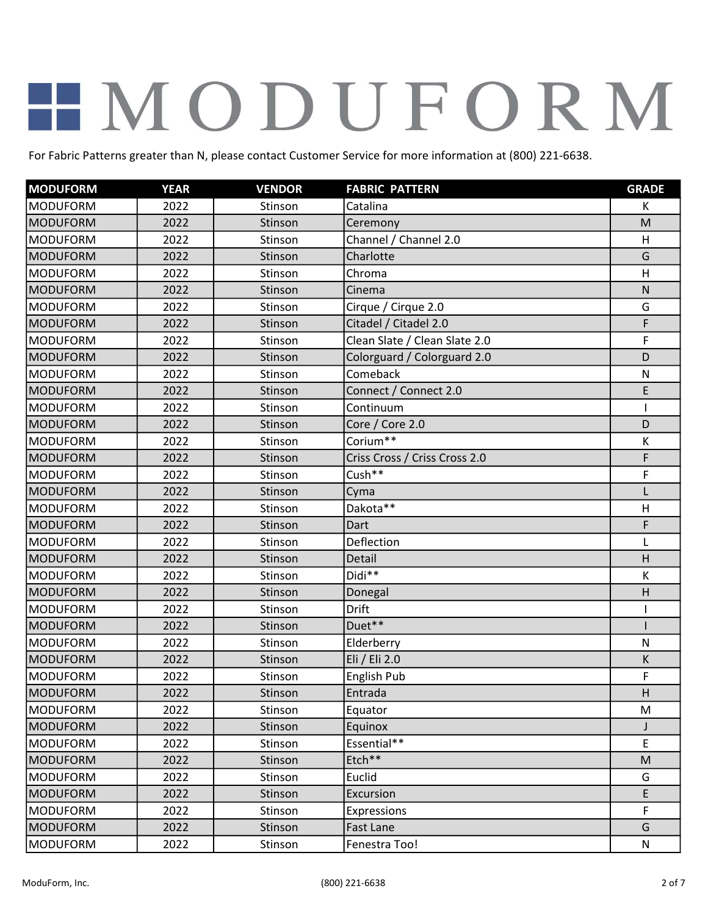# MODUFORM

For Fabric Patterns greater than N, please contact Customer Service for more information at (800) 221-6638.

| MODUFORM | YEAR | VENDOR | FABRIC PATTERN | GRADE |
|---|---|---|---|---|
| MODUFORM | 2022 | Stinson | Catalina | K |
| MODUFORM | 2022 | Stinson | Ceremony | M |
| MODUFORM | 2022 | Stinson | Channel / Channel 2.0 | H |
| MODUFORM | 2022 | Stinson | Charlotte | G |
| MODUFORM | 2022 | Stinson | Chroma | H |
| MODUFORM | 2022 | Stinson | Cinema | N |
| MODUFORM | 2022 | Stinson | Cirque / Cirque 2.0 | G |
| MODUFORM | 2022 | Stinson | Citadel / Citadel 2.0 | F |
| MODUFORM | 2022 | Stinson | Clean Slate / Clean Slate 2.0 | F |
| MODUFORM | 2022 | Stinson | Colorguard / Colorguard 2.0 | D |
| MODUFORM | 2022 | Stinson | Comeback | N |
| MODUFORM | 2022 | Stinson | Connect / Connect 2.0 | E |
| MODUFORM | 2022 | Stinson | Continuum | I |
| MODUFORM | 2022 | Stinson | Core / Core 2.0 | D |
| MODUFORM | 2022 | Stinson | Corium** | K |
| MODUFORM | 2022 | Stinson | Criss Cross / Criss Cross 2.0 | F |
| MODUFORM | 2022 | Stinson | Cush** | F |
| MODUFORM | 2022 | Stinson | Cyma | L |
| MODUFORM | 2022 | Stinson | Dakota** | H |
| MODUFORM | 2022 | Stinson | Dart | F |
| MODUFORM | 2022 | Stinson | Deflection | L |
| MODUFORM | 2022 | Stinson | Detail | H |
| MODUFORM | 2022 | Stinson | Didi** | K |
| MODUFORM | 2022 | Stinson | Donegal | H |
| MODUFORM | 2022 | Stinson | Drift | I |
| MODUFORM | 2022 | Stinson | Duet** | I |
| MODUFORM | 2022 | Stinson | Elderberry | N |
| MODUFORM | 2022 | Stinson | Eli / Eli 2.0 | K |
| MODUFORM | 2022 | Stinson | English Pub | F |
| MODUFORM | 2022 | Stinson | Entrada | H |
| MODUFORM | 2022 | Stinson | Equator | M |
| MODUFORM | 2022 | Stinson | Equinox | J |
| MODUFORM | 2022 | Stinson | Essential** | E |
| MODUFORM | 2022 | Stinson | Etch** | M |
| MODUFORM | 2022 | Stinson | Euclid | G |
| MODUFORM | 2022 | Stinson | Excursion | E |
| MODUFORM | 2022 | Stinson | Expressions | F |
| MODUFORM | 2022 | Stinson | Fast Lane | G |
| MODUFORM | 2022 | Stinson | Fenestra Too! | N |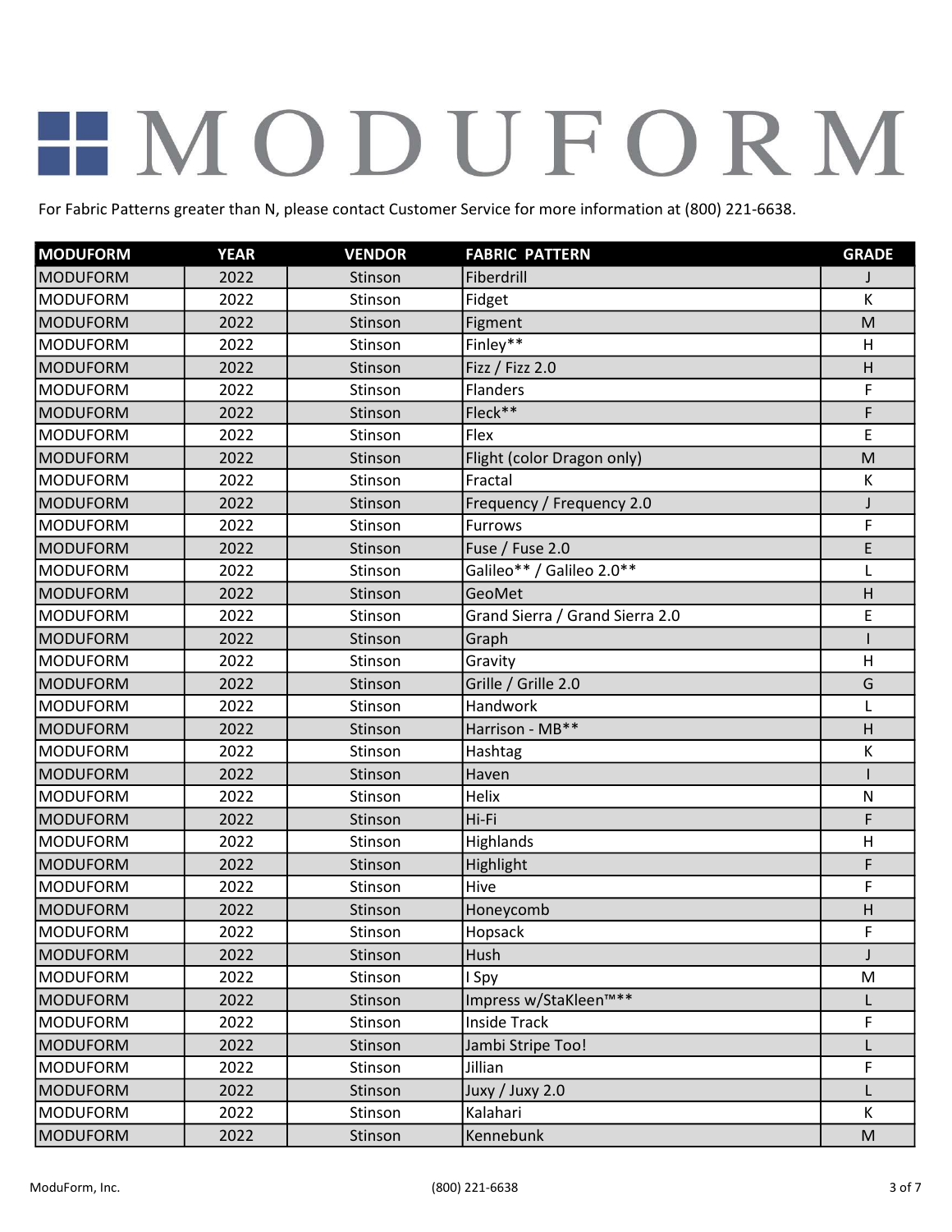# MODUFORM

For Fabric Patterns greater than N, please contact Customer Service for more information at (800) 221-6638.

| MODUFORM | YEAR | VENDOR | FABRIC PATTERN | GRADE |
|---|---|---|---|---|
| MODUFORM | 2022 | Stinson | Fiberdrill | J |
| MODUFORM | 2022 | Stinson | Fidget | K |
| MODUFORM | 2022 | Stinson | Figment | M |
| MODUFORM | 2022 | Stinson | Finley** | H |
| MODUFORM | 2022 | Stinson | Fizz / Fizz 2.0 | H |
| MODUFORM | 2022 | Stinson | Flanders | F |
| MODUFORM | 2022 | Stinson | Fleck** | F |
| MODUFORM | 2022 | Stinson | Flex | E |
| MODUFORM | 2022 | Stinson | Flight (color Dragon only) | M |
| MODUFORM | 2022 | Stinson | Fractal | K |
| MODUFORM | 2022 | Stinson | Frequency / Frequency 2.0 | J |
| MODUFORM | 2022 | Stinson | Furrows | F |
| MODUFORM | 2022 | Stinson | Fuse / Fuse 2.0 | E |
| MODUFORM | 2022 | Stinson | Galileo** / Galileo 2.0** | L |
| MODUFORM | 2022 | Stinson | GeoMet | H |
| MODUFORM | 2022 | Stinson | Grand Sierra / Grand Sierra 2.0 | E |
| MODUFORM | 2022 | Stinson | Graph | I |
| MODUFORM | 2022 | Stinson | Gravity | H |
| MODUFORM | 2022 | Stinson | Grille / Grille 2.0 | G |
| MODUFORM | 2022 | Stinson | Handwork | L |
| MODUFORM | 2022 | Stinson | Harrison - MB** | H |
| MODUFORM | 2022 | Stinson | Hashtag | K |
| MODUFORM | 2022 | Stinson | Haven | I |
| MODUFORM | 2022 | Stinson | Helix | N |
| MODUFORM | 2022 | Stinson | Hi-Fi | F |
| MODUFORM | 2022 | Stinson | Highlands | H |
| MODUFORM | 2022 | Stinson | Highlight | F |
| MODUFORM | 2022 | Stinson | Hive | F |
| MODUFORM | 2022 | Stinson | Honeycomb | H |
| MODUFORM | 2022 | Stinson | Hopsack | F |
| MODUFORM | 2022 | Stinson | Hush | J |
| MODUFORM | 2022 | Stinson | I Spy | M |
| MODUFORM | 2022 | Stinson | Impress w/StaKleen™** | L |
| MODUFORM | 2022 | Stinson | Inside Track | F |
| MODUFORM | 2022 | Stinson | Jambi Stripe Too! | L |
| MODUFORM | 2022 | Stinson | Jillian | F |
| MODUFORM | 2022 | Stinson | Juxy / Juxy 2.0 | L |
| MODUFORM | 2022 | Stinson | Kalahari | K |
| MODUFORM | 2022 | Stinson | Kennebunk | M |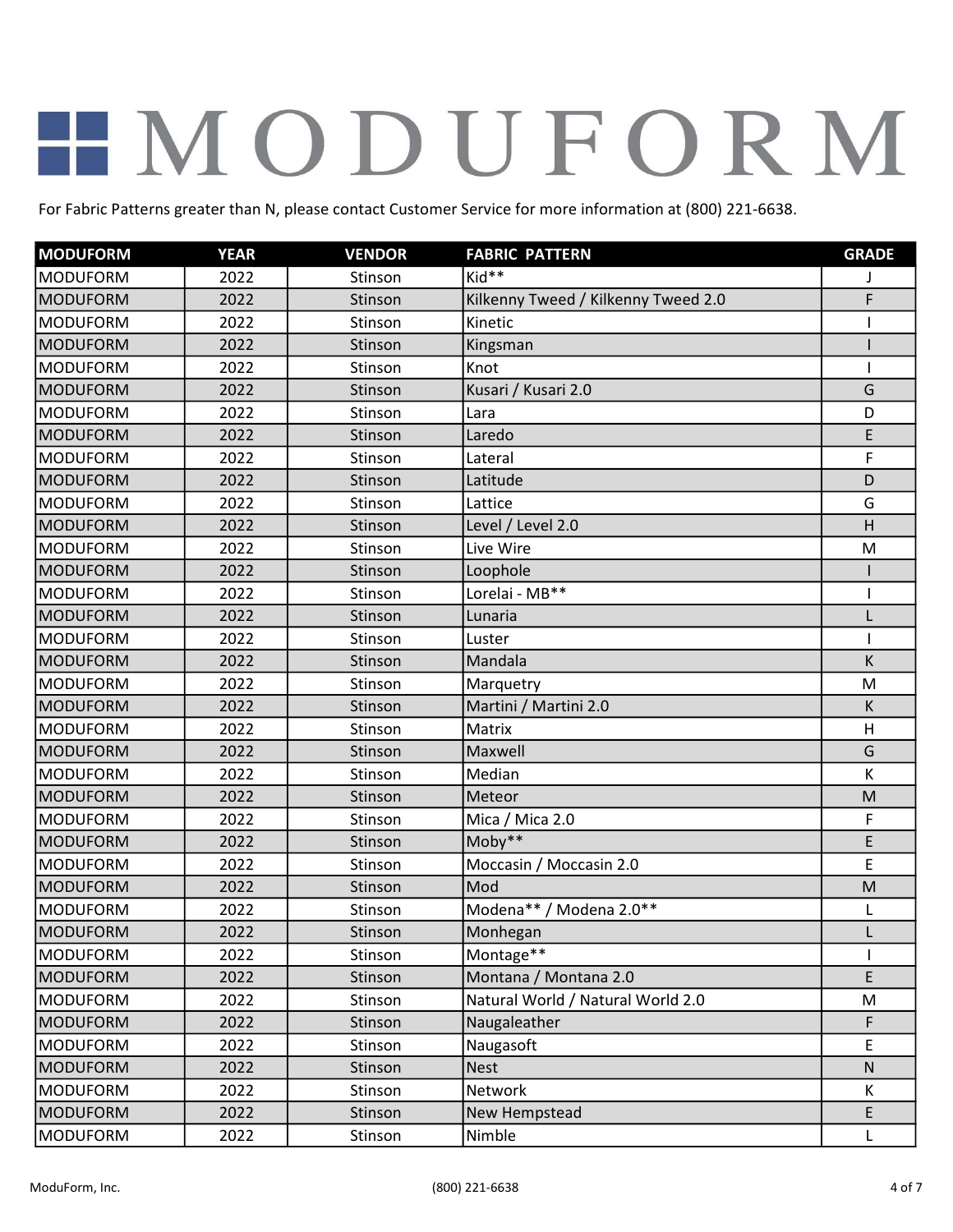# MODUFORM

For Fabric Patterns greater than N, please contact Customer Service for more information at (800) 221-6638.

| MODUFORM | YEAR | VENDOR | FABRIC PATTERN | GRADE |
|---|---|---|---|---|
| MODUFORM | 2022 | Stinson | Kid** | J |
| MODUFORM | 2022 | Stinson | Kilkenny Tweed / Kilkenny Tweed 2.0 | F |
| MODUFORM | 2022 | Stinson | Kinetic | I |
| MODUFORM | 2022 | Stinson | Kingsman | I |
| MODUFORM | 2022 | Stinson | Knot | I |
| MODUFORM | 2022 | Stinson | Kusari / Kusari 2.0 | G |
| MODUFORM | 2022 | Stinson | Lara | D |
| MODUFORM | 2022 | Stinson | Laredo | E |
| MODUFORM | 2022 | Stinson | Lateral | F |
| MODUFORM | 2022 | Stinson | Latitude | D |
| MODUFORM | 2022 | Stinson | Lattice | G |
| MODUFORM | 2022 | Stinson | Level / Level 2.0 | H |
| MODUFORM | 2022 | Stinson | Live Wire | M |
| MODUFORM | 2022 | Stinson | Loophole | I |
| MODUFORM | 2022 | Stinson | Lorelai - MB** | I |
| MODUFORM | 2022 | Stinson | Lunaria | L |
| MODUFORM | 2022 | Stinson | Luster | I |
| MODUFORM | 2022 | Stinson | Mandala | K |
| MODUFORM | 2022 | Stinson | Marquetry | M |
| MODUFORM | 2022 | Stinson | Martini / Martini 2.0 | K |
| MODUFORM | 2022 | Stinson | Matrix | H |
| MODUFORM | 2022 | Stinson | Maxwell | G |
| MODUFORM | 2022 | Stinson | Median | K |
| MODUFORM | 2022 | Stinson | Meteor | M |
| MODUFORM | 2022 | Stinson | Mica / Mica 2.0 | F |
| MODUFORM | 2022 | Stinson | Moby** | E |
| MODUFORM | 2022 | Stinson | Moccasin / Moccasin 2.0 | E |
| MODUFORM | 2022 | Stinson | Mod | M |
| MODUFORM | 2022 | Stinson | Modena** / Modena 2.0** | L |
| MODUFORM | 2022 | Stinson | Monhegan | L |
| MODUFORM | 2022 | Stinson | Montage** | I |
| MODUFORM | 2022 | Stinson | Montana / Montana 2.0 | E |
| MODUFORM | 2022 | Stinson | Natural World / Natural World 2.0 | M |
| MODUFORM | 2022 | Stinson | Naugaleather | F |
| MODUFORM | 2022 | Stinson | Naugasoft | E |
| MODUFORM | 2022 | Stinson | Nest | N |
| MODUFORM | 2022 | Stinson | Network | K |
| MODUFORM | 2022 | Stinson | New Hempstead | E |
| MODUFORM | 2022 | Stinson | Nimble | L |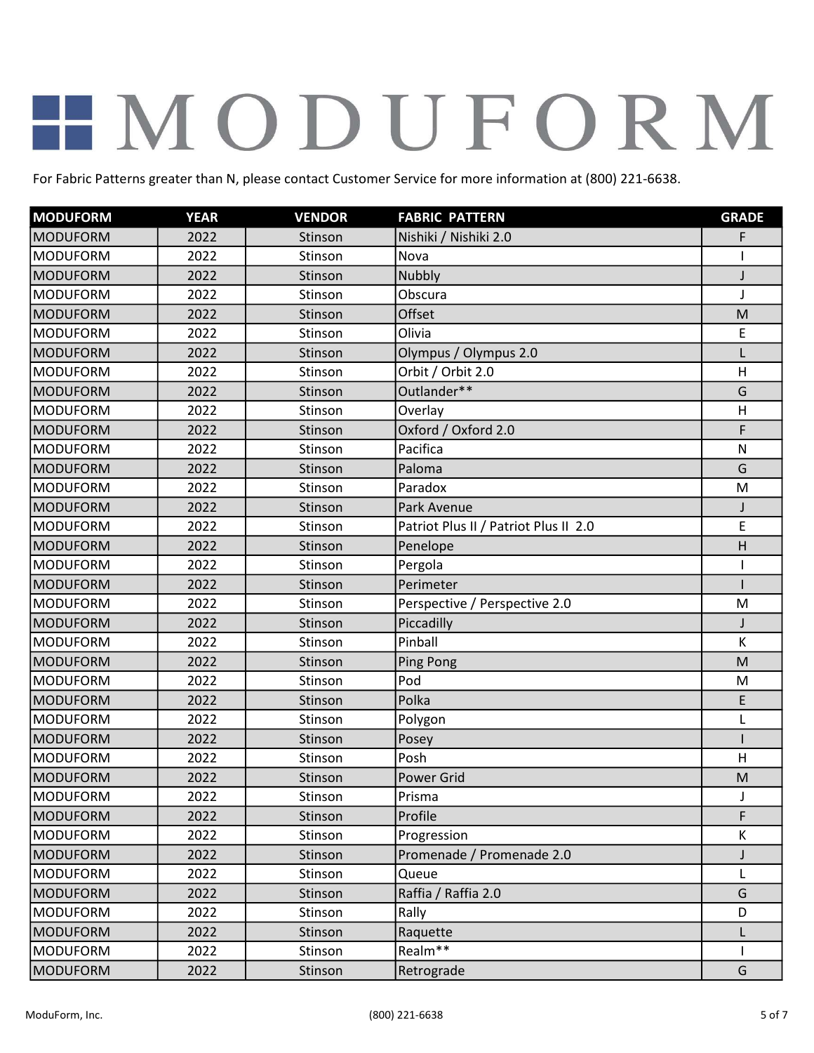# MODUFORM

For Fabric Patterns greater than N, please contact Customer Service for more information at (800) 221-6638.

| MODUFORM | YEAR | VENDOR | FABRIC PATTERN | GRADE |
|---|---|---|---|---|
| MODUFORM | 2022 | Stinson | Nishiki / Nishiki 2.0 | F |
| MODUFORM | 2022 | Stinson | Nova | I |
| MODUFORM | 2022 | Stinson | Nubbly | J |
| MODUFORM | 2022 | Stinson | Obscura | J |
| MODUFORM | 2022 | Stinson | Offset | M |
| MODUFORM | 2022 | Stinson | Olivia | E |
| MODUFORM | 2022 | Stinson | Olympus / Olympus 2.0 | L |
| MODUFORM | 2022 | Stinson | Orbit / Orbit 2.0 | H |
| MODUFORM | 2022 | Stinson | Outlander** | G |
| MODUFORM | 2022 | Stinson | Overlay | H |
| MODUFORM | 2022 | Stinson | Oxford / Oxford 2.0 | F |
| MODUFORM | 2022 | Stinson | Pacifica | N |
| MODUFORM | 2022 | Stinson | Paloma | G |
| MODUFORM | 2022 | Stinson | Paradox | M |
| MODUFORM | 2022 | Stinson | Park Avenue | J |
| MODUFORM | 2022 | Stinson | Patriot Plus II / Patriot Plus II 2.0 | E |
| MODUFORM | 2022 | Stinson | Penelope | H |
| MODUFORM | 2022 | Stinson | Pergola | I |
| MODUFORM | 2022 | Stinson | Perimeter | I |
| MODUFORM | 2022 | Stinson | Perspective / Perspective 2.0 | M |
| MODUFORM | 2022 | Stinson | Piccadilly | J |
| MODUFORM | 2022 | Stinson | Pinball | K |
| MODUFORM | 2022 | Stinson | Ping Pong | M |
| MODUFORM | 2022 | Stinson | Pod | M |
| MODUFORM | 2022 | Stinson | Polka | E |
| MODUFORM | 2022 | Stinson | Polygon | L |
| MODUFORM | 2022 | Stinson | Posey | I |
| MODUFORM | 2022 | Stinson | Posh | H |
| MODUFORM | 2022 | Stinson | Power Grid | M |
| MODUFORM | 2022 | Stinson | Prisma | J |
| MODUFORM | 2022 | Stinson | Profile | F |
| MODUFORM | 2022 | Stinson | Progression | K |
| MODUFORM | 2022 | Stinson | Promenade / Promenade 2.0 | J |
| MODUFORM | 2022 | Stinson | Queue | L |
| MODUFORM | 2022 | Stinson | Raffia / Raffia 2.0 | G |
| MODUFORM | 2022 | Stinson | Rally | D |
| MODUFORM | 2022 | Stinson | Raquette | L |
| MODUFORM | 2022 | Stinson | Realm** | I |
| MODUFORM | 2022 | Stinson | Retrograde | G |

ModuForm, Inc. (800) 221-6638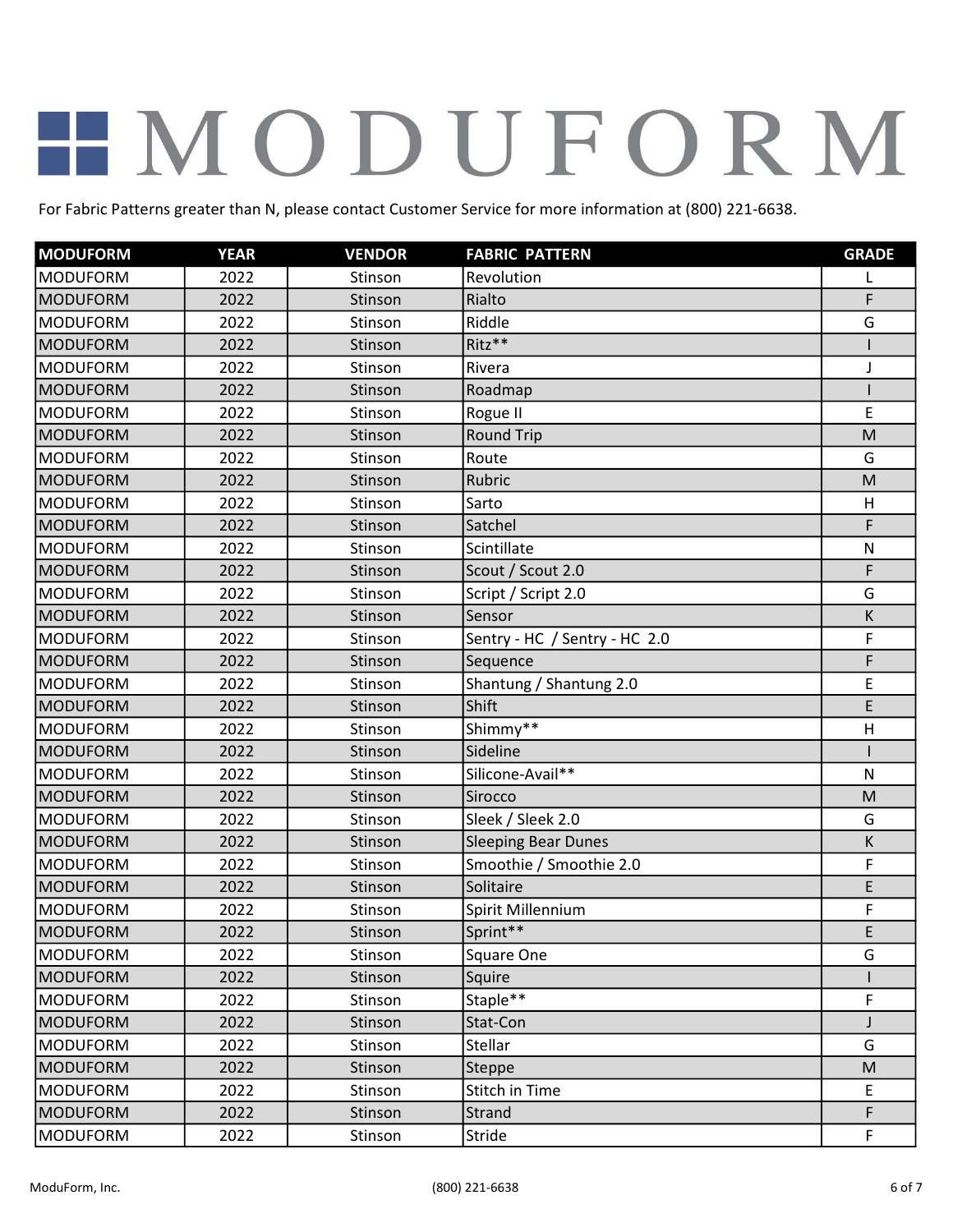# MODUFORM

For Fabric Patterns greater than N, please contact Customer Service for more information at (800) 221-6638.

| MODUFORM | YEAR | VENDOR | FABRIC PATTERN | GRADE |
|---|---|---|---|---|
| MODUFORM | 2022 | Stinson | Revolution | L |
| MODUFORM | 2022 | Stinson | Rialto | F |
| MODUFORM | 2022 | Stinson | Riddle | G |
| MODUFORM | 2022 | Stinson | Ritz** | I |
| MODUFORM | 2022 | Stinson | Rivera | J |
| MODUFORM | 2022 | Stinson | Roadmap | I |
| MODUFORM | 2022 | Stinson | Rogue II | E |
| MODUFORM | 2022 | Stinson | Round Trip | M |
| MODUFORM | 2022 | Stinson | Route | G |
| MODUFORM | 2022 | Stinson | Rubric | M |
| MODUFORM | 2022 | Stinson | Sarto | H |
| MODUFORM | 2022 | Stinson | Satchel | F |
| MODUFORM | 2022 | Stinson | Scintillate | N |
| MODUFORM | 2022 | Stinson | Scout / Scout 2.0 | F |
| MODUFORM | 2022 | Stinson | Script / Script 2.0 | G |
| MODUFORM | 2022 | Stinson | Sensor | K |
| MODUFORM | 2022 | Stinson | Sentry - HC / Sentry - HC 2.0 | F |
| MODUFORM | 2022 | Stinson | Sequence | F |
| MODUFORM | 2022 | Stinson | Shantung / Shantung 2.0 | E |
| MODUFORM | 2022 | Stinson | Shift | E |
| MODUFORM | 2022 | Stinson | Shimmy** | H |
| MODUFORM | 2022 | Stinson | Sideline | I |
| MODUFORM | 2022 | Stinson | Silicone-Avail** | N |
| MODUFORM | 2022 | Stinson | Sirocco | M |
| MODUFORM | 2022 | Stinson | Sleek / Sleek 2.0 | G |
| MODUFORM | 2022 | Stinson | Sleeping Bear Dunes | K |
| MODUFORM | 2022 | Stinson | Smoothie / Smoothie 2.0 | F |
| MODUFORM | 2022 | Stinson | Solitaire | E |
| MODUFORM | 2022 | Stinson | Spirit Millennium | F |
| MODUFORM | 2022 | Stinson | Sprint** | E |
| MODUFORM | 2022 | Stinson | Square One | G |
| MODUFORM | 2022 | Stinson | Squire | I |
| MODUFORM | 2022 | Stinson | Staple** | F |
| MODUFORM | 2022 | Stinson | Stat-Con | J |
| MODUFORM | 2022 | Stinson | Stellar | G |
| MODUFORM | 2022 | Stinson | Steppe | M |
| MODUFORM | 2022 | Stinson | Stitch in Time | E |
| MODUFORM | 2022 | Stinson | Strand | F |
| MODUFORM | 2022 | Stinson | Stride | F |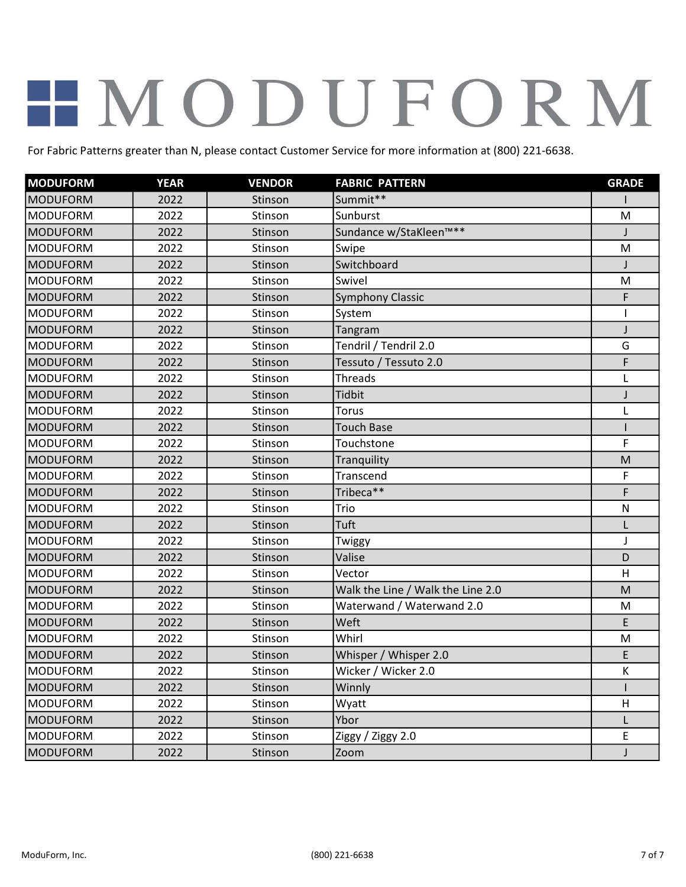# MODUFORM

For Fabric Patterns greater than N, please contact Customer Service for more information at (800) 221-6638.

| MODUFORM | YEAR | VENDOR | FABRIC PATTERN | GRADE |
|---|---|---|---|---|
| MODUFORM | 2022 | Stinson | Summit** | I |
| MODUFORM | 2022 | Stinson | Sunburst | M |
| MODUFORM | 2022 | Stinson | Sundance w/StaKleen™** | J |
| MODUFORM | 2022 | Stinson | Swipe | M |
| MODUFORM | 2022 | Stinson | Switchboard | J |
| MODUFORM | 2022 | Stinson | Swivel | M |
| MODUFORM | 2022 | Stinson | Symphony Classic | F |
| MODUFORM | 2022 | Stinson | System | I |
| MODUFORM | 2022 | Stinson | Tangram | J |
| MODUFORM | 2022 | Stinson | Tendril / Tendril 2.0 | G |
| MODUFORM | 2022 | Stinson | Tessuto / Tessuto 2.0 | F |
| MODUFORM | 2022 | Stinson | Threads | L |
| MODUFORM | 2022 | Stinson | Tidbit | J |
| MODUFORM | 2022 | Stinson | Torus | L |
| MODUFORM | 2022 | Stinson | Touch Base | I |
| MODUFORM | 2022 | Stinson | Touchstone | F |
| MODUFORM | 2022 | Stinson | Tranquility | M |
| MODUFORM | 2022 | Stinson | Transcend | F |
| MODUFORM | 2022 | Stinson | Tribeca** | F |
| MODUFORM | 2022 | Stinson | Trio | N |
| MODUFORM | 2022 | Stinson | Tuft | L |
| MODUFORM | 2022 | Stinson | Twiggy | J |
| MODUFORM | 2022 | Stinson | Valise | D |
| MODUFORM | 2022 | Stinson | Vector | H |
| MODUFORM | 2022 | Stinson | Walk the Line / Walk the Line 2.0 | M |
| MODUFORM | 2022 | Stinson | Waterwand / Waterwand 2.0 | M |
| MODUFORM | 2022 | Stinson | Weft | E |
| MODUFORM | 2022 | Stinson | Whirl | M |
| MODUFORM | 2022 | Stinson | Whisper / Whisper 2.0 | E |
| MODUFORM | 2022 | Stinson | Wicker / Wicker 2.0 | K |
| MODUFORM | 2022 | Stinson | Winnly | I |
| MODUFORM | 2022 | Stinson | Wyatt | H |
| MODUFORM | 2022 | Stinson | Ybor | L |
| MODUFORM | 2022 | Stinson | Ziggy / Ziggy 2.0 | E |
| MODUFORM | 2022 | Stinson | Zoom | J |